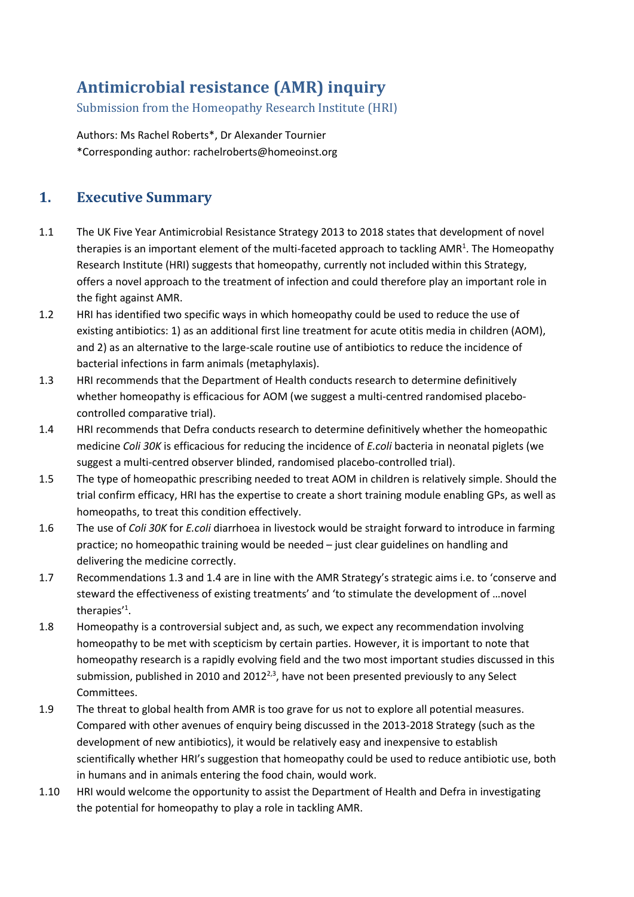# Antimicrobial resistance (AMR) inquiry

Submission from the Homeopathy Research Institute (HRI)

Authors: Ms Rachel Roberts*, Dr Alexander Tournier
*Corresponding author: rachelroberts@homeoinst.org

## 1. Executive Summary

1.1 The UK Five Year Antimicrobial Resistance Strategy 2013 to 2018 states that development of novel therapies is an important element of the multi-faceted approach to tackling AMR[1]. The Homeopathy Research Institute (HRI) suggests that homeopathy, currently not included within this Strategy, offers a novel approach to the treatment of infection and could therefore play an important role in the fight against AMR.

1.2 HRI has identified two specific ways in which homeopathy could be used to reduce the use of existing antibiotics: 1) as an additional first line treatment for acute otitis media in children (AOM), and 2) as an alternative to the large-scale routine use of antibiotics to reduce the incidence of bacterial infections in farm animals (metaphylaxis).

1.3 HRI recommends that the Department of Health conducts research to determine definitively whether homeopathy is efficacious for AOM (we suggest a multi-centred randomised placebo-controlled comparative trial).

1.4 HRI recommends that Defra conducts research to determine definitively whether the homeopathic medicine *Coli 30K* is efficacious for reducing the incidence of *E.coli* bacteria in neonatal piglets (we suggest a multi-centred observer blinded, randomised placebo-controlled trial).

1.5 The type of homeopathic prescribing needed to treat AOM in children is relatively simple. Should the trial confirm efficacy, HRI has the expertise to create a short training module enabling GPs, as well as homeopaths, to treat this condition effectively.

1.6 The use of *Coli 30K* for *E.coli* diarrhoea in livestock would be straight forward to introduce in farming practice; no homeopathic training would be needed – just clear guidelines on handling and delivering the medicine correctly.

1.7 Recommendations 1.3 and 1.4 are in line with the AMR Strategy's strategic aims i.e. to 'conserve and steward the effectiveness of existing treatments' and 'to stimulate the development of …novel therapies'[1].

1.8 Homeopathy is a controversial subject and, as such, we expect any recommendation involving homeopathy to be met with scepticism by certain parties. However, it is important to note that homeopathy research is a rapidly evolving field and the two most important studies discussed in this submission, published in 2010 and 2012[2,3], have not been presented previously to any Select Committees.

1.9 The threat to global health from AMR is too grave for us not to explore all potential measures. Compared with other avenues of enquiry being discussed in the 2013-2018 Strategy (such as the development of new antibiotics), it would be relatively easy and inexpensive to establish scientifically whether HRI's suggestion that homeopathy could be used to reduce antibiotic use, both in humans and in animals entering the food chain, would work.

1.10 HRI would welcome the opportunity to assist the Department of Health and Defra in investigating the potential for homeopathy to play a role in tackling AMR.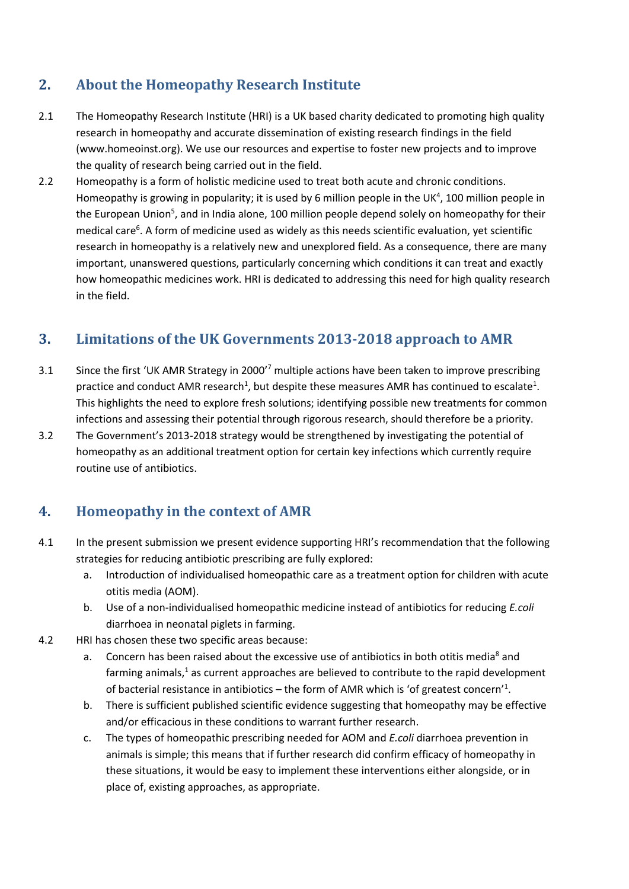## 2. About the Homeopathy Research Institute

2.1 The Homeopathy Research Institute (HRI) is a UK based charity dedicated to promoting high quality research in homeopathy and accurate dissemination of existing research findings in the field (www.homeoinst.org). We use our resources and expertise to foster new projects and to improve the quality of research being carried out in the field.

2.2 Homeopathy is a form of holistic medicine used to treat both acute and chronic conditions. Homeopathy is growing in popularity; it is used by 6 million people in the UK[4], 100 million people in the European Union[5], and in India alone, 100 million people depend solely on homeopathy for their medical care[6]. A form of medicine used as widely as this needs scientific evaluation, yet scientific research in homeopathy is a relatively new and unexplored field. As a consequence, there are many important, unanswered questions, particularly concerning which conditions it can treat and exactly how homeopathic medicines work. HRI is dedicated to addressing this need for high quality research in the field.

## 3. Limitations of the UK Governments 2013-2018 approach to AMR

3.1 Since the first 'UK AMR Strategy in 2000'[7] multiple actions have been taken to improve prescribing practice and conduct AMR research[1], but despite these measures AMR has continued to escalate[1]. This highlights the need to explore fresh solutions; identifying possible new treatments for common infections and assessing their potential through rigorous research, should therefore be a priority.

3.2 The Government's 2013-2018 strategy would be strengthened by investigating the potential of homeopathy as an additional treatment option for certain key infections which currently require routine use of antibiotics.

## 4. Homeopathy in the context of AMR

4.1 In the present submission we present evidence supporting HRI's recommendation that the following strategies for reducing antibiotic prescribing are fully explored:

a. Introduction of individualised homeopathic care as a treatment option for children with acute otitis media (AOM).

b. Use of a non-individualised homeopathic medicine instead of antibiotics for reducing *E.coli* diarrhoea in neonatal piglets in farming.

4.2 HRI has chosen these two specific areas because:

a. Concern has been raised about the excessive use of antibiotics in both otitis media[8] and farming animals,[1] as current approaches are believed to contribute to the rapid development of bacterial resistance in antibiotics – the form of AMR which is 'of greatest concern'[1].

b. There is sufficient published scientific evidence suggesting that homeopathy may be effective and/or efficacious in these conditions to warrant further research.

c. The types of homeopathic prescribing needed for AOM and *E.coli* diarrhoea prevention in animals is simple; this means that if further research did confirm efficacy of homeopathy in these situations, it would be easy to implement these interventions either alongside, or in place of, existing approaches, as appropriate.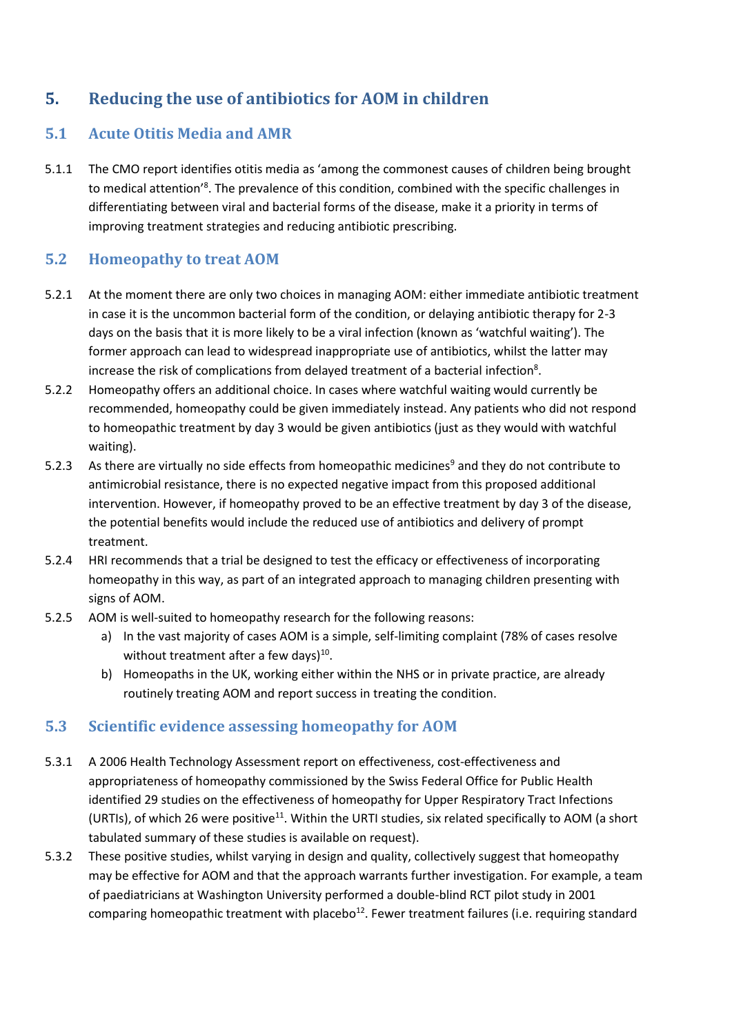## 5. Reducing the use of antibiotics for AOM in children

### 5.1 Acute Otitis Media and AMR

5.1.1 The CMO report identifies otitis media as 'among the commonest causes of children being brought to medical attention'[8]. The prevalence of this condition, combined with the specific challenges in differentiating between viral and bacterial forms of the disease, make it a priority in terms of improving treatment strategies and reducing antibiotic prescribing.

### 5.2 Homeopathy to treat AOM

5.2.1 At the moment there are only two choices in managing AOM: either immediate antibiotic treatment in case it is the uncommon bacterial form of the condition, or delaying antibiotic therapy for 2-3 days on the basis that it is more likely to be a viral infection (known as 'watchful waiting'). The former approach can lead to widespread inappropriate use of antibiotics, whilst the latter may increase the risk of complications from delayed treatment of a bacterial infection[8].

5.2.2 Homeopathy offers an additional choice. In cases where watchful waiting would currently be recommended, homeopathy could be given immediately instead. Any patients who did not respond to homeopathic treatment by day 3 would be given antibiotics (just as they would with watchful waiting).

5.2.3 As there are virtually no side effects from homeopathic medicines[9] and they do not contribute to antimicrobial resistance, there is no expected negative impact from this proposed additional intervention. However, if homeopathy proved to be an effective treatment by day 3 of the disease, the potential benefits would include the reduced use of antibiotics and delivery of prompt treatment.

5.2.4 HRI recommends that a trial be designed to test the efficacy or effectiveness of incorporating homeopathy in this way, as part of an integrated approach to managing children presenting with signs of AOM.

5.2.5 AOM is well-suited to homeopathy research for the following reasons:

a) In the vast majority of cases AOM is a simple, self-limiting complaint (78% of cases resolve without treatment after a few days)[10].

b) Homeopaths in the UK, working either within the NHS or in private practice, are already routinely treating AOM and report success in treating the condition.

### 5.3 Scientific evidence assessing homeopathy for AOM

5.3.1 A 2006 Health Technology Assessment report on effectiveness, cost-effectiveness and appropriateness of homeopathy commissioned by the Swiss Federal Office for Public Health identified 29 studies on the effectiveness of homeopathy for Upper Respiratory Tract Infections (URTIs), of which 26 were positive[11]. Within the URTI studies, six related specifically to AOM (a short tabulated summary of these studies is available on request).

5.3.2 These positive studies, whilst varying in design and quality, collectively suggest that homeopathy may be effective for AOM and that the approach warrants further investigation. For example, a team of paediatricians at Washington University performed a double-blind RCT pilot study in 2001 comparing homeopathic treatment with placebo[12]. Fewer treatment failures (i.e. requiring standard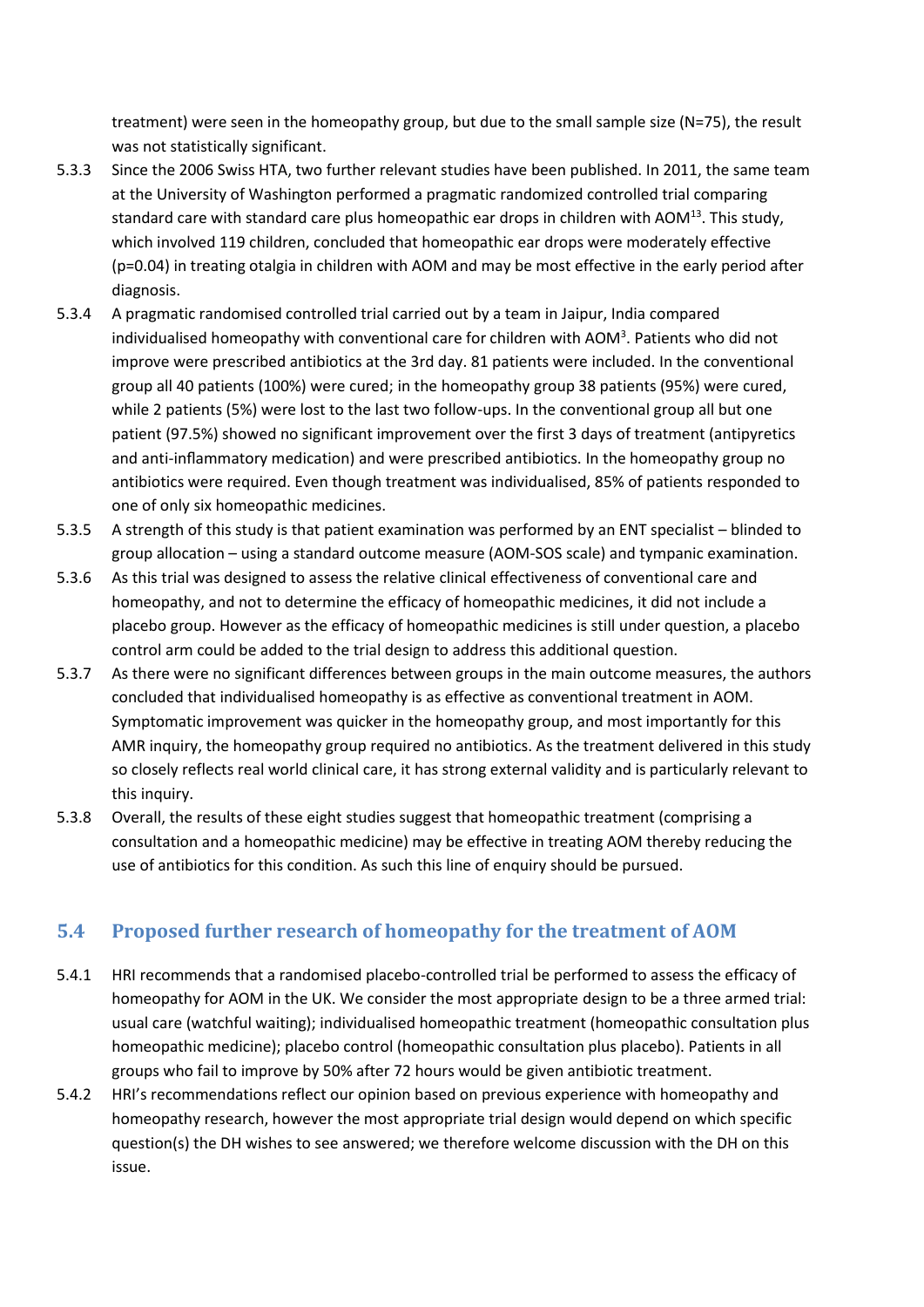treatment) were seen in the homeopathy group, but due to the small sample size (N=75), the result was not statistically significant.

5.3.3 Since the 2006 Swiss HTA, two further relevant studies have been published. In 2011, the same team at the University of Washington performed a pragmatic randomized controlled trial comparing standard care with standard care plus homeopathic ear drops in children with AOM[13]. This study, which involved 119 children, concluded that homeopathic ear drops were moderately effective ($p=0.04$) in treating otalgia in children with AOM and may be most effective in the early period after diagnosis.

5.3.4 A pragmatic randomised controlled trial carried out by a team in Jaipur, India compared individualised homeopathy with conventional care for children with AOM[3]. Patients who did not improve were prescribed antibiotics at the 3rd day. 81 patients were included. In the conventional group all 40 patients (100%) were cured; in the homeopathy group 38 patients (95%) were cured, while 2 patients (5%) were lost to the last two follow-ups. In the conventional group all but one patient (97.5%) showed no significant improvement over the first 3 days of treatment (antipyretics and anti-inflammatory medication) and were prescribed antibiotics. In the homeopathy group no antibiotics were required. Even though treatment was individualised, 85% of patients responded to one of only six homeopathic medicines.

5.3.5 A strength of this study is that patient examination was performed by an ENT specialist – blinded to group allocation – using a standard outcome measure (AOM-SOS scale) and tympanic examination.

5.3.6 As this trial was designed to assess the relative clinical effectiveness of conventional care and homeopathy, and not to determine the efficacy of homeopathic medicines, it did not include a placebo group. However as the efficacy of homeopathic medicines is still under question, a placebo control arm could be added to the trial design to address this additional question.

5.3.7 As there were no significant differences between groups in the main outcome measures, the authors concluded that individualised homeopathy is as effective as conventional treatment in AOM. Symptomatic improvement was quicker in the homeopathy group, and most importantly for this AMR inquiry, the homeopathy group required no antibiotics. As the treatment delivered in this study so closely reflects real world clinical care, it has strong external validity and is particularly relevant to this inquiry.

5.3.8 Overall, the results of these eight studies suggest that homeopathic treatment (comprising a consultation and a homeopathic medicine) may be effective in treating AOM thereby reducing the use of antibiotics for this condition. As such this line of enquiry should be pursued.

## 5.4 Proposed further research of homeopathy for the treatment of AOM

5.4.1 HRI recommends that a randomised placebo-controlled trial be performed to assess the efficacy of homeopathy for AOM in the UK. We consider the most appropriate design to be a three armed trial: usual care (watchful waiting); individualised homeopathic treatment (homeopathic consultation plus homeopathic medicine); placebo control (homeopathic consultation plus placebo). Patients in all groups who fail to improve by 50% after 72 hours would be given antibiotic treatment.

5.4.2 HRI's recommendations reflect our opinion based on previous experience with homeopathy and homeopathy research, however the most appropriate trial design would depend on which specific question(s) the DH wishes to see answered; we therefore welcome discussion with the DH on this issue.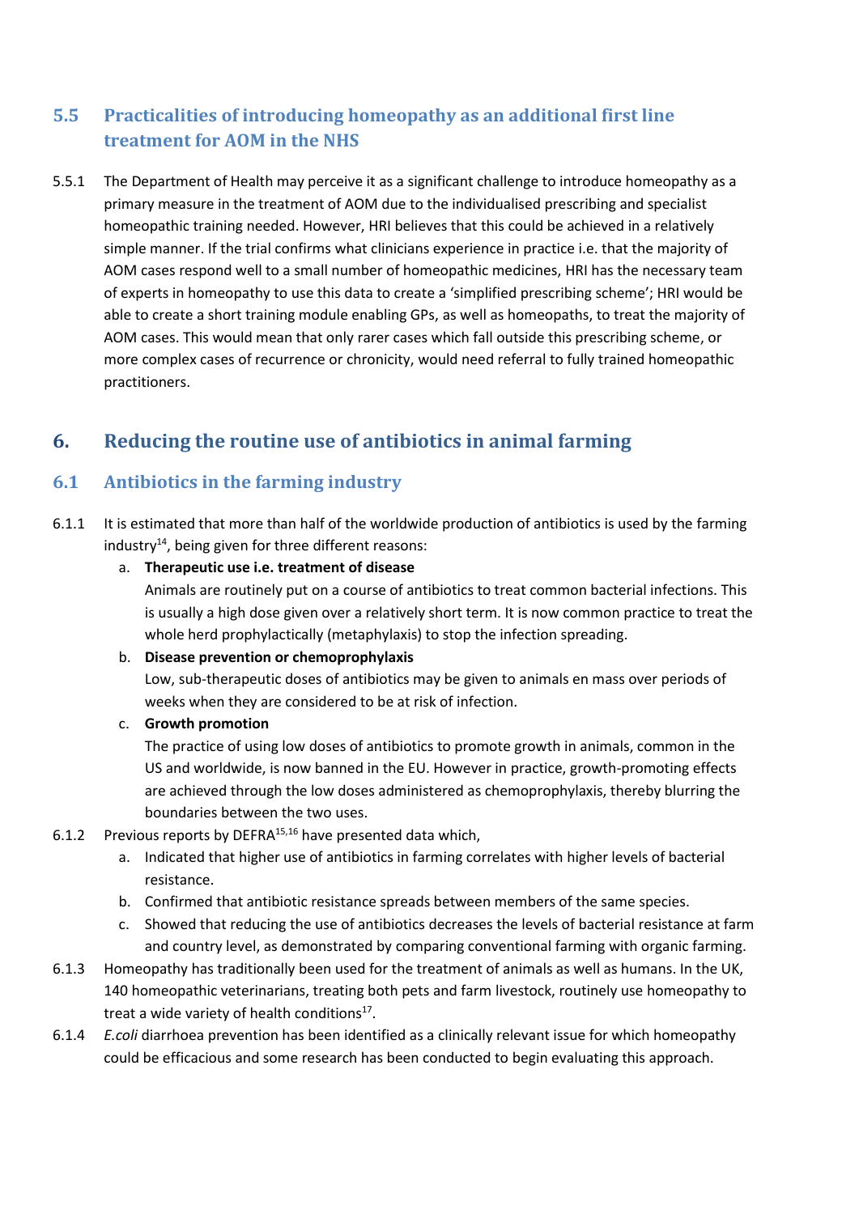### 5.5 Practicalities of introducing homeopathy as an additional first line treatment for AOM in the NHS

5.5.1 The Department of Health may perceive it as a significant challenge to introduce homeopathy as a primary measure in the treatment of AOM due to the individualised prescribing and specialist homeopathic training needed. However, HRI believes that this could be achieved in a relatively simple manner. If the trial confirms what clinicians experience in practice i.e. that the majority of AOM cases respond well to a small number of homeopathic medicines, HRI has the necessary team of experts in homeopathy to use this data to create a 'simplified prescribing scheme'; HRI would be able to create a short training module enabling GPs, as well as homeopaths, to treat the majority of AOM cases. This would mean that only rarer cases which fall outside this prescribing scheme, or more complex cases of recurrence or chronicity, would need referral to fully trained homeopathic practitioners.

## 6. Reducing the routine use of antibiotics in animal farming

### 6.1 Antibiotics in the farming industry

6.1.1 It is estimated that more than half of the worldwide production of antibiotics is used by the farming industry[14], being given for three different reasons:

a. **Therapeutic use i.e. treatment of disease**
Animals are routinely put on a course of antibiotics to treat common bacterial infections. This is usually a high dose given over a relatively short term. It is now common practice to treat the whole herd prophylactically (metaphylaxis) to stop the infection spreading.

b. **Disease prevention or chemoprophylaxis**
Low, sub-therapeutic doses of antibiotics may be given to animals en mass over periods of weeks when they are considered to be at risk of infection.

c. **Growth promotion**
The practice of using low doses of antibiotics to promote growth in animals, common in the US and worldwide, is now banned in the EU. However in practice, growth-promoting effects are achieved through the low doses administered as chemoprophylaxis, thereby blurring the boundaries between the two uses.

6.1.2 Previous reports by DEFRA[15,16] have presented data which,

a. Indicated that higher use of antibiotics in farming correlates with higher levels of bacterial resistance.
b. Confirmed that antibiotic resistance spreads between members of the same species.
c. Showed that reducing the use of antibiotics decreases the levels of bacterial resistance at farm and country level, as demonstrated by comparing conventional farming with organic farming.

6.1.3 Homeopathy has traditionally been used for the treatment of animals as well as humans. In the UK, 140 homeopathic veterinarians, treating both pets and farm livestock, routinely use homeopathy to treat a wide variety of health conditions[17].

6.1.4 *E.coli* diarrhoea prevention has been identified as a clinically relevant issue for which homeopathy could be efficacious and some research has been conducted to begin evaluating this approach.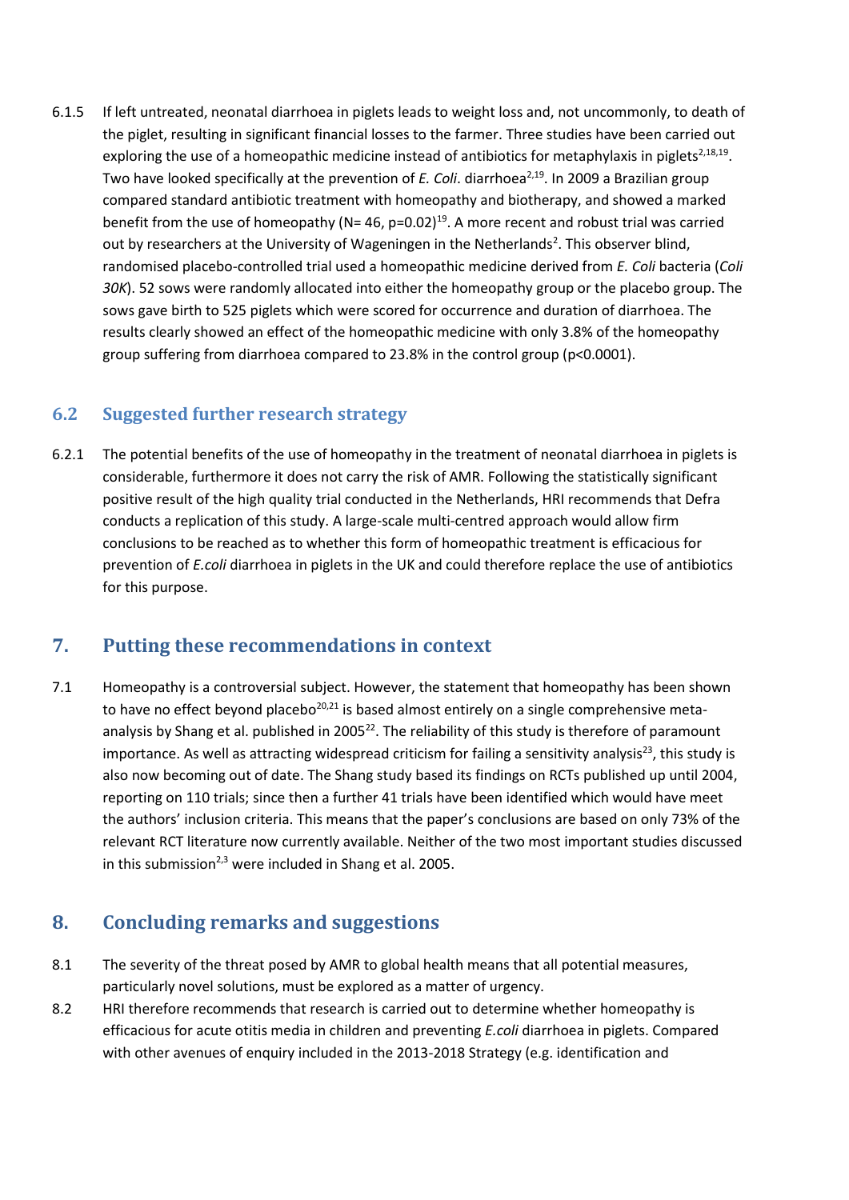6.1.5 If left untreated, neonatal diarrhoea in piglets leads to weight loss and, not uncommonly, to death of the piglet, resulting in significant financial losses to the farmer. Three studies have been carried out exploring the use of a homeopathic medicine instead of antibiotics for metaphylaxis in piglets[2,18,19]. Two have looked specifically at the prevention of *E. Coli*. diarrhoea[2,19]. In 2009 a Brazilian group compared standard antibiotic treatment with homeopathy and biotherapy, and showed a marked benefit from the use of homeopathy (N= 46, $p=0.02$)[19]. A more recent and robust trial was carried out by researchers at the University of Wageningen in the Netherlands[2]. This observer blind, randomised placebo-controlled trial used a homeopathic medicine derived from *E. Coli* bacteria (*Coli 30K*). 52 sows were randomly allocated into either the homeopathy group or the placebo group. The sows gave birth to 525 piglets which were scored for occurrence and duration of diarrhoea. The results clearly showed an effect of the homeopathic medicine with only 3.8% of the homeopathy group suffering from diarrhoea compared to 23.8% in the control group ($p<0.0001$).

## 6.2 Suggested further research strategy

6.2.1 The potential benefits of the use of homeopathy in the treatment of neonatal diarrhoea in piglets is considerable, furthermore it does not carry the risk of AMR. Following the statistically significant positive result of the high quality trial conducted in the Netherlands, HRI recommends that Defra conducts a replication of this study. A large-scale multi-centred approach would allow firm conclusions to be reached as to whether this form of homeopathic treatment is efficacious for prevention of *E.coli* diarrhoea in piglets in the UK and could therefore replace the use of antibiotics for this purpose.

# 7. Putting these recommendations in context

7.1 Homeopathy is a controversial subject. However, the statement that homeopathy has been shown to have no effect beyond placebo[20,21] is based almost entirely on a single comprehensive meta-analysis by Shang et al. published in 2005[22]. The reliability of this study is therefore of paramount importance. As well as attracting widespread criticism for failing a sensitivity analysis[23], this study is also now becoming out of date. The Shang study based its findings on RCTs published up until 2004, reporting on 110 trials; since then a further 41 trials have been identified which would have meet the authors' inclusion criteria. This means that the paper's conclusions are based on only 73% of the relevant RCT literature now currently available. Neither of the two most important studies discussed in this submission[2,3] were included in Shang et al. 2005.

# 8. Concluding remarks and suggestions

8.1 The severity of the threat posed by AMR to global health means that all potential measures, particularly novel solutions, must be explored as a matter of urgency.

8.2 HRI therefore recommends that research is carried out to determine whether homeopathy is efficacious for acute otitis media in children and preventing *E.coli* diarrhoea in piglets. Compared with other avenues of enquiry included in the 2013-2018 Strategy (e.g. identification and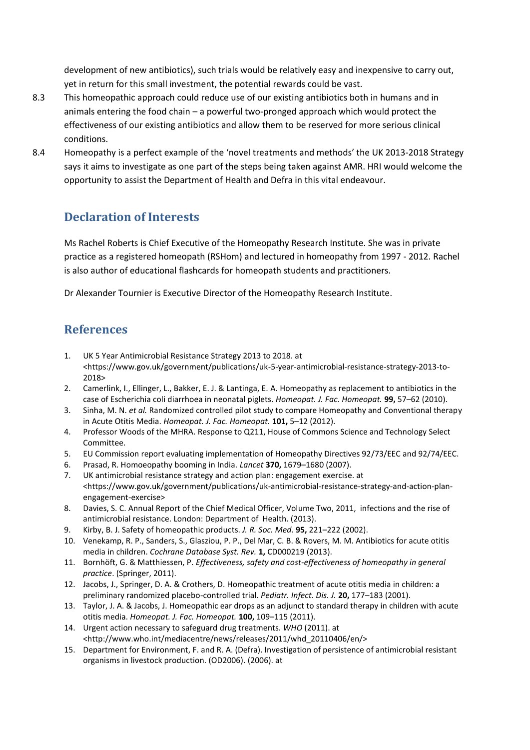development of new antibiotics), such trials would be relatively easy and inexpensive to carry out, yet in return for this small investment, the potential rewards could be vast.

8.3 This homeopathic approach could reduce use of our existing antibiotics both in humans and in animals entering the food chain – a powerful two-pronged approach which would protect the effectiveness of our existing antibiotics and allow them to be reserved for more serious clinical conditions.

8.4 Homeopathy is a perfect example of the 'novel treatments and methods' the UK 2013-2018 Strategy says it aims to investigate as one part of the steps being taken against AMR. HRI would welcome the opportunity to assist the Department of Health and Defra in this vital endeavour.

## Declaration of Interests

Ms Rachel Roberts is Chief Executive of the Homeopathy Research Institute. She was in private practice as a registered homeopath (RSHom) and lectured in homeopathy from 1997 - 2012. Rachel is also author of educational flashcards for homeopath students and practitioners.

Dr Alexander Tournier is Executive Director of the Homeopathy Research Institute.

## References

1. UK 5 Year Antimicrobial Resistance Strategy 2013 to 2018. at <https://www.gov.uk/government/publications/uk-5-year-antimicrobial-resistance-strategy-2013-to-2018>
2. Camerlink, I., Ellinger, L., Bakker, E. J. & Lantinga, E. A. Homeopathy as replacement to antibiotics in the case of Escherichia coli diarrhoea in neonatal piglets. *Homeopat. J. Fac. Homeopat.* **99,** 57–62 (2010).
3. Sinha, M. N. *et al.* Randomized controlled pilot study to compare Homeopathy and Conventional therapy in Acute Otitis Media. *Homeopat. J. Fac. Homeopat.* **101,** 5–12 (2012).
4. Professor Woods of the MHRA. Response to Q211, House of Commons Science and Technology Select Committee.
5. EU Commission report evaluating implementation of Homeopathy Directives 92/73/EEC and 92/74/EEC.
6. Prasad, R. Homoeopathy booming in India. *Lancet* **370,** 1679–1680 (2007).
7. UK antimicrobial resistance strategy and action plan: engagement exercise. at <https://www.gov.uk/government/publications/uk-antimicrobial-resistance-strategy-and-action-plan-engagement-exercise>
8. Davies, S. C. Annual Report of the Chief Medical Officer, Volume Two, 2011, infections and the rise of antimicrobial resistance. London: Department of Health. (2013).
9. Kirby, B. J. Safety of homeopathic products. *J. R. Soc. Med.* **95,** 221–222 (2002).
10. Venekamp, R. P., Sanders, S., Glasziou, P. P., Del Mar, C. B. & Rovers, M. M. Antibiotics for acute otitis media in children. *Cochrane Database Syst. Rev.* **1,** CD000219 (2013).
11. Bornhöft, G. & Matthiessen, P. *Effectiveness, safety and cost-effectiveness of homeopathy in general practice*. (Springer, 2011).
12. Jacobs, J., Springer, D. A. & Crothers, D. Homeopathic treatment of acute otitis media in children: a preliminary randomized placebo-controlled trial. *Pediatr. Infect. Dis. J.* **20,** 177–183 (2001).
13. Taylor, J. A. & Jacobs, J. Homeopathic ear drops as an adjunct to standard therapy in children with acute otitis media. *Homeopat. J. Fac. Homeopat.* **100,** 109–115 (2011).
14. Urgent action necessary to safeguard drug treatments. *WHO* (2011). at <http://www.who.int/mediacentre/news/releases/2011/whd_20110406/en/>
15. Department for Environment, F. and R. A. (Defra). Investigation of persistence of antimicrobial resistant organisms in livestock production. (OD2006). (2006). at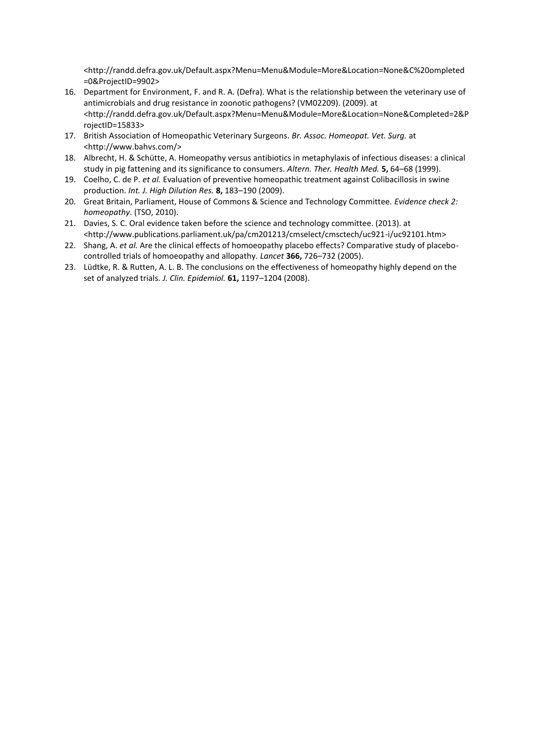<http://randd.defra.gov.uk/Default.aspx?Menu=Menu&Module=More&Location=None&C%20ompleted=0&ProjectID=9902>

16. Department for Environment, F. and R. A. (Defra). What is the relationship between the veterinary use of antimicrobials and drug resistance in zoonotic pathogens? (VM02209). (2009). at <http://randd.defra.gov.uk/Default.aspx?Menu=Menu&Module=More&Location=None&Completed=2&ProjectID=15833>
17. British Association of Homeopathic Veterinary Surgeons. *Br. Assoc. Homeopat. Vet. Surg.* at <http://www.bahvs.com/>
18. Albrecht, H. & Schütte, A. Homeopathy versus antibiotics in metaphylaxis of infectious diseases: a clinical study in pig fattening and its significance to consumers. *Altern. Ther. Health Med.* **5,** 64–68 (1999).
19. Coelho, C. de P. *et al.* Evaluation of preventive homeopathic treatment against Colibacillosis in swine production. *Int. J. High Dilution Res.* **8,** 183–190 (2009).
20. Great Britain, Parliament, House of Commons & Science and Technology Committee. *Evidence check 2: homeopathy*. (TSO, 2010).
21. Davies, S. C. Oral evidence taken before the science and technology committee. (2013). at <http://www.publications.parliament.uk/pa/cm201213/cmselect/cmsctech/uc921-i/uc92101.htm>
22. Shang, A. *et al.* Are the clinical effects of homoeopathy placebo effects? Comparative study of placebo-controlled trials of homoeopathy and allopathy. *Lancet* **366,** 726–732 (2005).
23. Lüdtke, R. & Rutten, A. L. B. The conclusions on the effectiveness of homeopathy highly depend on the set of analyzed trials. *J. Clin. Epidemiol.* **61,** 1197–1204 (2008).